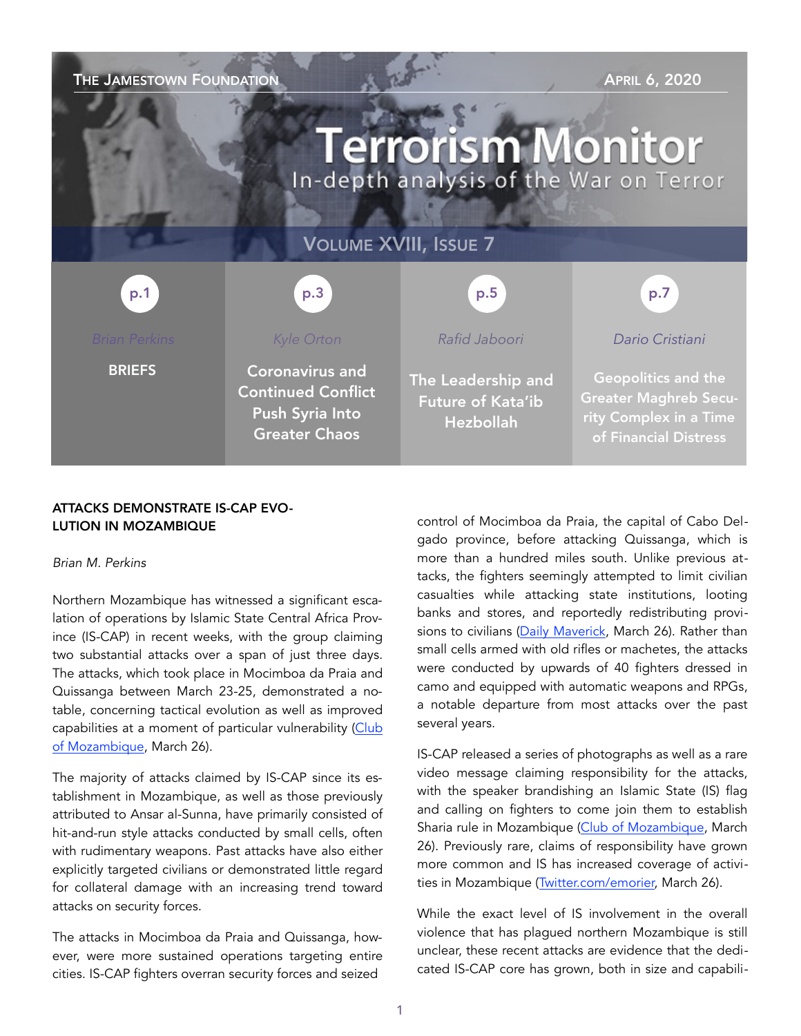# Terrorism Monitor

In-depth analysis of the War on Terror

THE JAMESTOWN FOUNDATION — APRIL 6, 2020

VOLUME XVIII, ISSUE 7

| p.1 | p.3 | p.5 | p.7 |
|---|---|---|---|
| Brian Perkins | Kyle Orton | Rafid Jaboori | Dario Cristiani |
| BRIEFS | Coronavirus and Continued Conflict Push Syria Into Greater Chaos | The Leadership and Future of Kata'ib Hezbollah | Geopolitics and the Greater Maghreb Security Complex in a Time of Financial Distress |

## ATTACKS DEMONSTRATE IS-CAP EVOLUTION IN MOZAMBIQUE

*Brian M. Perkins*

Northern Mozambique has witnessed a significant escalation of operations by Islamic State Central Africa Province (IS-CAP) in recent weeks, with the group claiming two substantial attacks over a span of just three days. The attacks, which took place in Mocimboa da Praia and Quissanga between March 23-25, demonstrated a notable, concerning tactical evolution as well as improved capabilities at a moment of particular vulnerability (Club of Mozambique, March 26).

The majority of attacks claimed by IS-CAP since its establishment in Mozambique, as well as those previously attributed to Ansar al-Sunna, have primarily consisted of hit-and-run style attacks conducted by small cells, often with rudimentary weapons. Past attacks have also either explicitly targeted civilians or demonstrated little regard for collateral damage with an increasing trend toward attacks on security forces.

The attacks in Mocimboa da Praia and Quissanga, however, were more sustained operations targeting entire cities. IS-CAP fighters overran security forces and seized control of Mocimboa da Praia, the capital of Cabo Delgado province, before attacking Quissanga, which is more than a hundred miles south. Unlike previous attacks, the fighters seemingly attempted to limit civilian casualties while attacking state institutions, looting banks and stores, and reportedly redistributing provisions to civilians (Daily Maverick, March 26). Rather than small cells armed with old rifles or machetes, the attacks were conducted by upwards of 40 fighters dressed in camo and equipped with automatic weapons and RPGs, a notable departure from most attacks over the past several years.

IS-CAP released a series of photographs as well as a rare video message claiming responsibility for the attacks, with the speaker brandishing an Islamic State (IS) flag and calling on fighters to come join them to establish Sharia rule in Mozambique (Club of Mozambique, March 26). Previously rare, claims of responsibility have grown more common and IS has increased coverage of activities in Mozambique (Twitter.com/emorier, March 26).

While the exact level of IS involvement in the overall violence that has plagued northern Mozambique is still unclear, these recent attacks are evidence that the dedicated IS-CAP core has grown, both in size and capabili-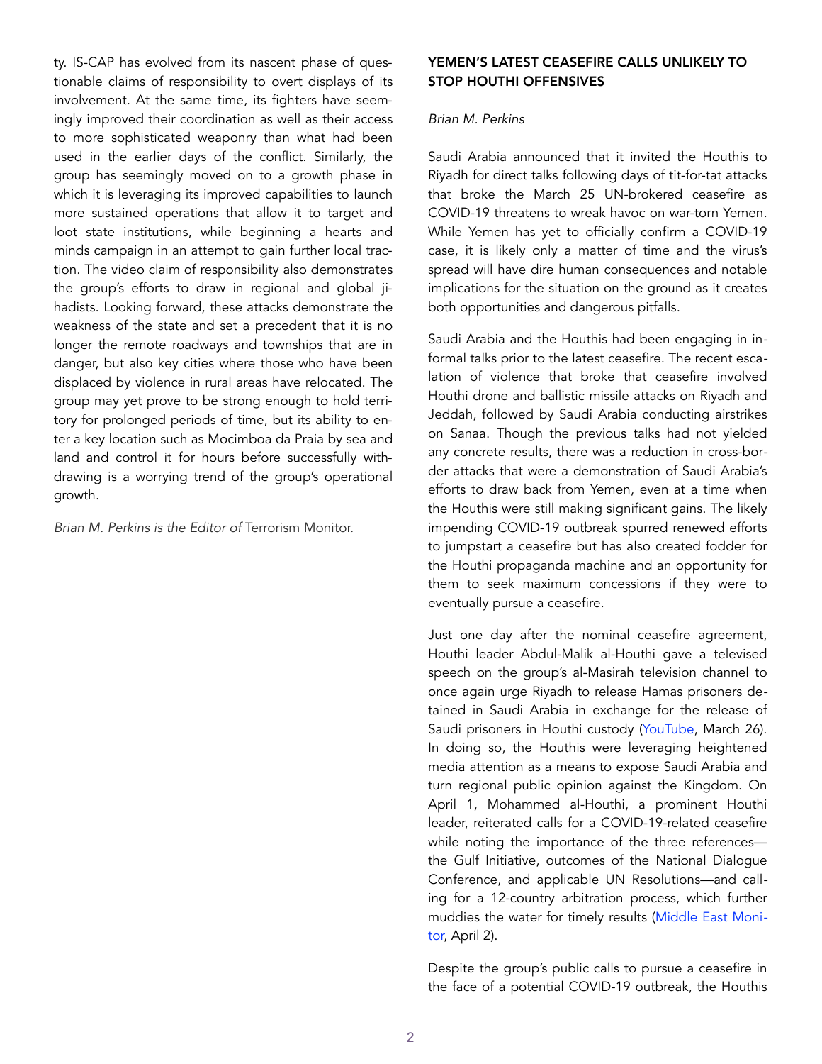ty. IS-CAP has evolved from its nascent phase of questionable claims of responsibility to overt displays of its involvement. At the same time, its fighters have seemingly improved their coordination as well as their access to more sophisticated weaponry than what had been used in the earlier days of the conflict. Similarly, the group has seemingly moved on to a growth phase in which it is leveraging its improved capabilities to launch more sustained operations that allow it to target and loot state institutions, while beginning a hearts and minds campaign in an attempt to gain further local traction. The video claim of responsibility also demonstrates the group's efforts to draw in regional and global jihadists. Looking forward, these attacks demonstrate the weakness of the state and set a precedent that it is no longer the remote roadways and townships that are in danger, but also key cities where those who have been displaced by violence in rural areas have relocated. The group may yet prove to be strong enough to hold territory for prolonged periods of time, but its ability to enter a key location such as Mocimboa da Praia by sea and land and control it for hours before successfully withdrawing is a worrying trend of the group's operational growth.

*Brian M. Perkins is the Editor of* Terrorism Monitor.

## YEMEN'S LATEST CEASEFIRE CALLS UNLIKELY TO STOP HOUTHI OFFENSIVES

*Brian M. Perkins*

Saudi Arabia announced that it invited the Houthis to Riyadh for direct talks following days of tit-for-tat attacks that broke the March 25 UN-brokered ceasefire as COVID-19 threatens to wreak havoc on war-torn Yemen. While Yemen has yet to officially confirm a COVID-19 case, it is likely only a matter of time and the virus's spread will have dire human consequences and notable implications for the situation on the ground as it creates both opportunities and dangerous pitfalls.

Saudi Arabia and the Houthis had been engaging in informal talks prior to the latest ceasefire. The recent escalation of violence that broke that ceasefire involved Houthi drone and ballistic missile attacks on Riyadh and Jeddah, followed by Saudi Arabia conducting airstrikes on Sanaa. Though the previous talks had not yielded any concrete results, there was a reduction in cross-border attacks that were a demonstration of Saudi Arabia's efforts to draw back from Yemen, even at a time when the Houthis were still making significant gains. The likely impending COVID-19 outbreak spurred renewed efforts to jumpstart a ceasefire but has also created fodder for the Houthi propaganda machine and an opportunity for them to seek maximum concessions if they were to eventually pursue a ceasefire.

Just one day after the nominal ceasefire agreement, Houthi leader Abdul-Malik al-Houthi gave a televised speech on the group's al-Masirah television channel to once again urge Riyadh to release Hamas prisoners detained in Saudi Arabia in exchange for the release of Saudi prisoners in Houthi custody (YouTube, March 26). In doing so, the Houthis were leveraging heightened media attention as a means to expose Saudi Arabia and turn regional public opinion against the Kingdom. On April 1, Mohammed al-Houthi, a prominent Houthi leader, reiterated calls for a COVID-19-related ceasefire while noting the importance of the three references—the Gulf Initiative, outcomes of the National Dialogue Conference, and applicable UN Resolutions—and calling for a 12-country arbitration process, which further muddies the water for timely results (Middle East Monitor, April 2).

Despite the group's public calls to pursue a ceasefire in the face of a potential COVID-19 outbreak, the Houthis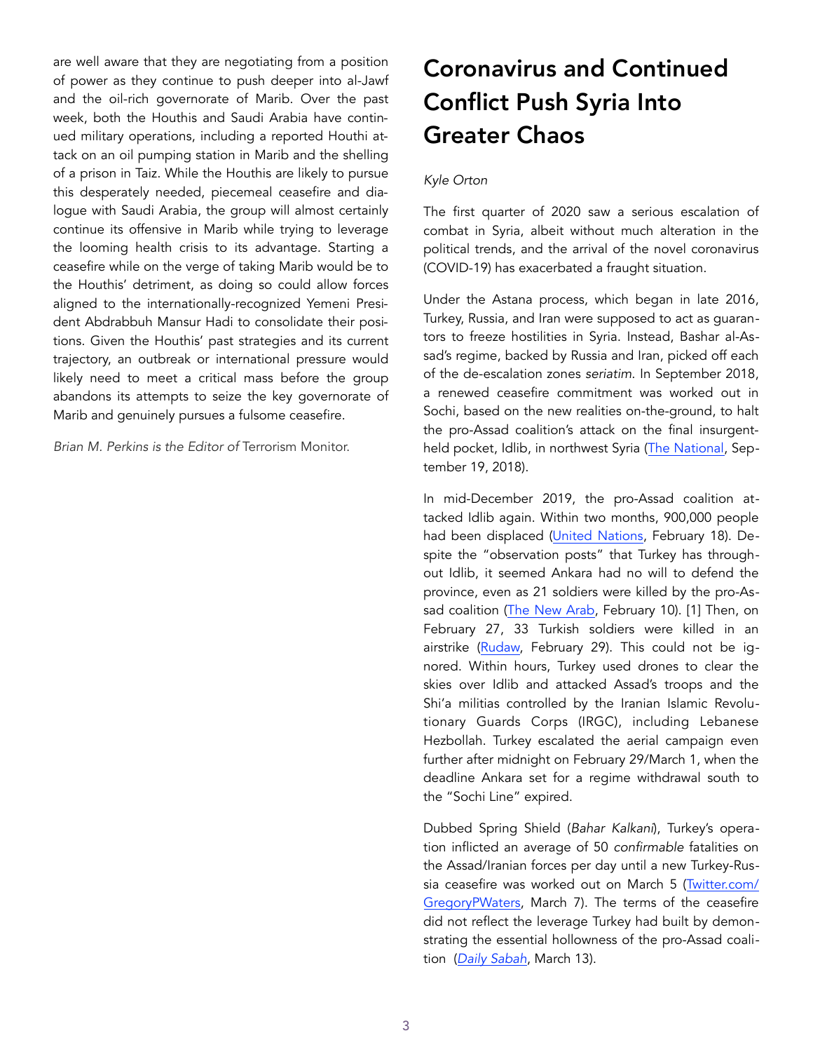are well aware that they are negotiating from a position of power as they continue to push deeper into al-Jawf and the oil-rich governorate of Marib. Over the past week, both the Houthis and Saudi Arabia have continued military operations, including a reported Houthi attack on an oil pumping station in Marib and the shelling of a prison in Taiz. While the Houthis are likely to pursue this desperately needed, piecemeal ceasefire and dialogue with Saudi Arabia, the group will almost certainly continue its offensive in Marib while trying to leverage the looming health crisis to its advantage. Starting a ceasefire while on the verge of taking Marib would be to the Houthis' detriment, as doing so could allow forces aligned to the internationally-recognized Yemeni President Abdrabbuh Mansur Hadi to consolidate their positions. Given the Houthis' past strategies and its current trajectory, an outbreak or international pressure would likely need to meet a critical mass before the group abandons its attempts to seize the key governorate of Marib and genuinely pursues a fulsome ceasefire.

*Brian M. Perkins is the Editor of* Terrorism Monitor.

# Coronavirus and Continued Conflict Push Syria Into Greater Chaos

*Kyle Orton*

The first quarter of 2020 saw a serious escalation of combat in Syria, albeit without much alteration in the political trends, and the arrival of the novel coronavirus (COVID-19) has exacerbated a fraught situation.

Under the Astana process, which began in late 2016, Turkey, Russia, and Iran were supposed to act as guarantors to freeze hostilities in Syria. Instead, Bashar al-Assad's regime, backed by Russia and Iran, picked off each of the de-escalation zones *seriatim*. In September 2018, a renewed ceasefire commitment was worked out in Sochi, based on the new realities on-the-ground, to halt the pro-Assad coalition's attack on the final insurgent-held pocket, Idlib, in northwest Syria (The National, September 19, 2018).

In mid-December 2019, the pro-Assad coalition attacked Idlib again. Within two months, 900,000 people had been displaced (United Nations, February 18). Despite the "observation posts" that Turkey has throughout Idlib, it seemed Ankara had no will to defend the province, even as 21 soldiers were killed by the pro-Assad coalition (The New Arab, February 10). [1] Then, on February 27, 33 Turkish soldiers were killed in an airstrike (Rudaw, February 29). This could not be ignored. Within hours, Turkey used drones to clear the skies over Idlib and attacked Assad's troops and the Shi'a militias controlled by the Iranian Islamic Revolutionary Guards Corps (IRGC), including Lebanese Hezbollah. Turkey escalated the aerial campaign even further after midnight on February 29/March 1, when the deadline Ankara set for a regime withdrawal south to the "Sochi Line" expired.

Dubbed Spring Shield (*Bahar Kalkani*), Turkey's operation inflicted an average of 50 *confirmable* fatalities on the Assad/Iranian forces per day until a new Turkey-Russia ceasefire was worked out on March 5 (Twitter.com/GregoryPWaters, March 7). The terms of the ceasefire did not reflect the leverage Turkey had built by demonstrating the essential hollowness of the pro-Assad coalition (*Daily Sabah*, March 13).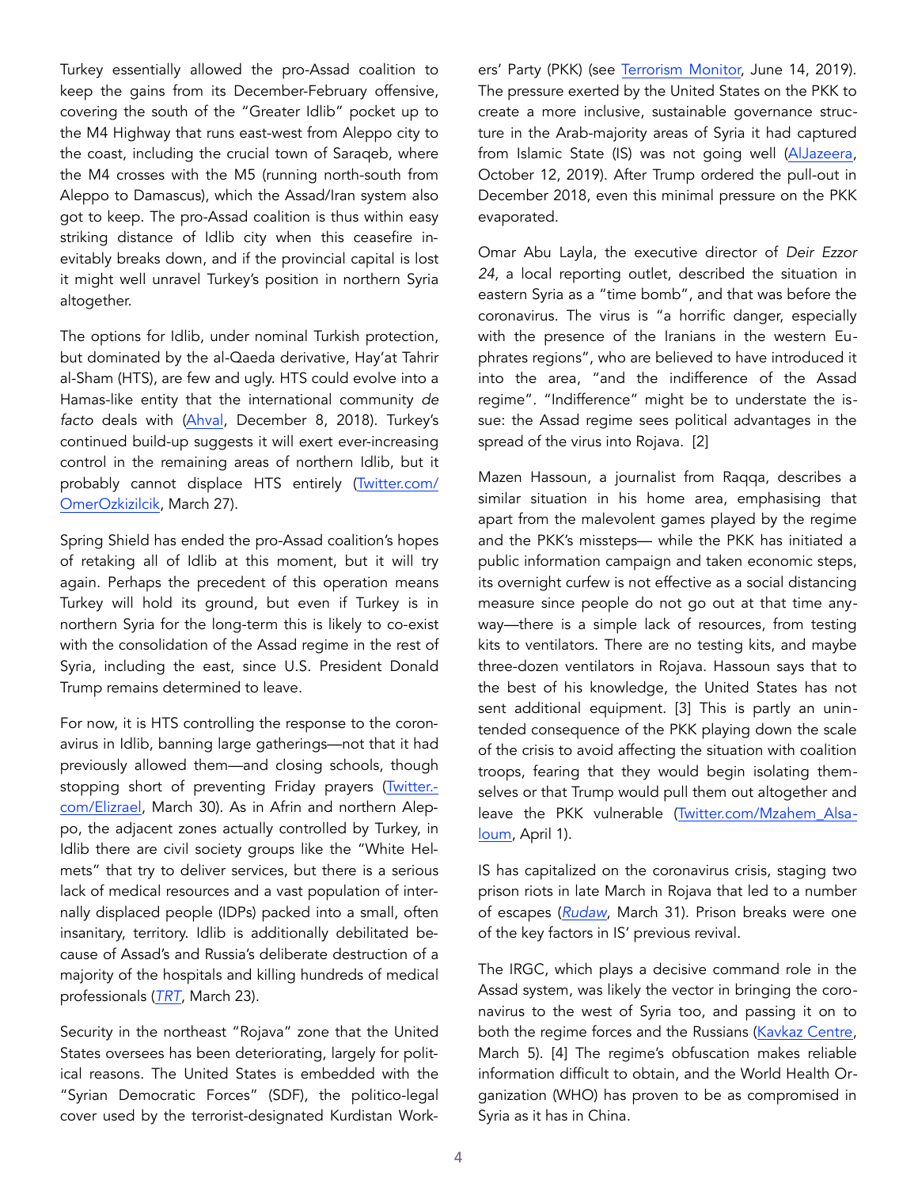Turkey essentially allowed the pro-Assad coalition to keep the gains from its December-February offensive, covering the south of the "Greater Idlib" pocket up to the M4 Highway that runs east-west from Aleppo city to the coast, including the crucial town of Saraqeb, where the M4 crosses with the M5 (running north-south from Aleppo to Damascus), which the Assad/Iran system also got to keep. The pro-Assad coalition is thus within easy striking distance of Idlib city when this ceasefire inevitably breaks down, and if the provincial capital is lost it might well unravel Turkey's position in northern Syria altogether.

The options for Idlib, under nominal Turkish protection, but dominated by the al-Qaeda derivative, Hay'at Tahrir al-Sham (HTS), are few and ugly. HTS could evolve into a Hamas-like entity that the international community *de facto* deals with (Ahval, December 8, 2018). Turkey's continued build-up suggests it will exert ever-increasing control in the remaining areas of northern Idlib, but it probably cannot displace HTS entirely (Twitter.com/OmerOzkizilcik, March 27).

Spring Shield has ended the pro-Assad coalition's hopes of retaking all of Idlib at this moment, but it will try again. Perhaps the precedent of this operation means Turkey will hold its ground, but even if Turkey is in northern Syria for the long-term this is likely to co-exist with the consolidation of the Assad regime in the rest of Syria, including the east, since U.S. President Donald Trump remains determined to leave.

For now, it is HTS controlling the response to the coronavirus in Idlib, banning large gatherings—not that it had previously allowed them—and closing schools, though stopping short of preventing Friday prayers (Twitter.com/Elizrael, March 30). As in Afrin and northern Aleppo, the adjacent zones actually controlled by Turkey, in Idlib there are civil society groups like the "White Helmets" that try to deliver services, but there is a serious lack of medical resources and a vast population of internally displaced people (IDPs) packed into a small, often insanitary, territory. Idlib is additionally debilitated because of Assad's and Russia's deliberate destruction of a majority of the hospitals and killing hundreds of medical professionals (*TRT*, March 23).

Security in the northeast "Rojava" zone that the United States oversees has been deteriorating, largely for political reasons. The United States is embedded with the "Syrian Democratic Forces" (SDF), the politico-legal cover used by the terrorist-designated Kurdistan Workers' Party (PKK) (see Terrorism Monitor, June 14, 2019). The pressure exerted by the United States on the PKK to create a more inclusive, sustainable governance structure in the Arab-majority areas of Syria it had captured from Islamic State (IS) was not going well (AlJazeera, October 12, 2019). After Trump ordered the pull-out in December 2018, even this minimal pressure on the PKK evaporated.

Omar Abu Layla, the executive director of *Deir Ezzor 24*, a local reporting outlet, described the situation in eastern Syria as a "time bomb", and that was before the coronavirus. The virus is "a horrific danger, especially with the presence of the Iranians in the western Euphrates regions", who are believed to have introduced it into the area, "and the indifference of the Assad regime". "Indifference" might be to understate the issue: the Assad regime sees political advantages in the spread of the virus into Rojava. [2]

Mazen Hassoun, a journalist from Raqqa, describes a similar situation in his home area, emphasising that apart from the malevolent games played by the regime and the PKK's missteps— while the PKK has initiated a public information campaign and taken economic steps, its overnight curfew is not effective as a social distancing measure since people do not go out at that time anyway—there is a simple lack of resources, from testing kits to ventilators. There are no testing kits, and maybe three-dozen ventilators in Rojava. Hassoun says that to the best of his knowledge, the United States has not sent additional equipment. [3] This is partly an unintended consequence of the PKK playing down the scale of the crisis to avoid affecting the situation with coalition troops, fearing that they would begin isolating themselves or that Trump would pull them out altogether and leave the PKK vulnerable (Twitter.com/Mzahem_Alsaloum, April 1).

IS has capitalized on the coronavirus crisis, staging two prison riots in late March in Rojava that led to a number of escapes (*Rudaw*, March 31). Prison breaks were one of the key factors in IS' previous revival.

The IRGC, which plays a decisive command role in the Assad system, was likely the vector in bringing the coronavirus to the west of Syria too, and passing it on to both the regime forces and the Russians (Kavkaz Centre, March 5). [4] The regime's obfuscation makes reliable information difficult to obtain, and the World Health Organization (WHO) has proven to be as compromised in Syria as it has in China.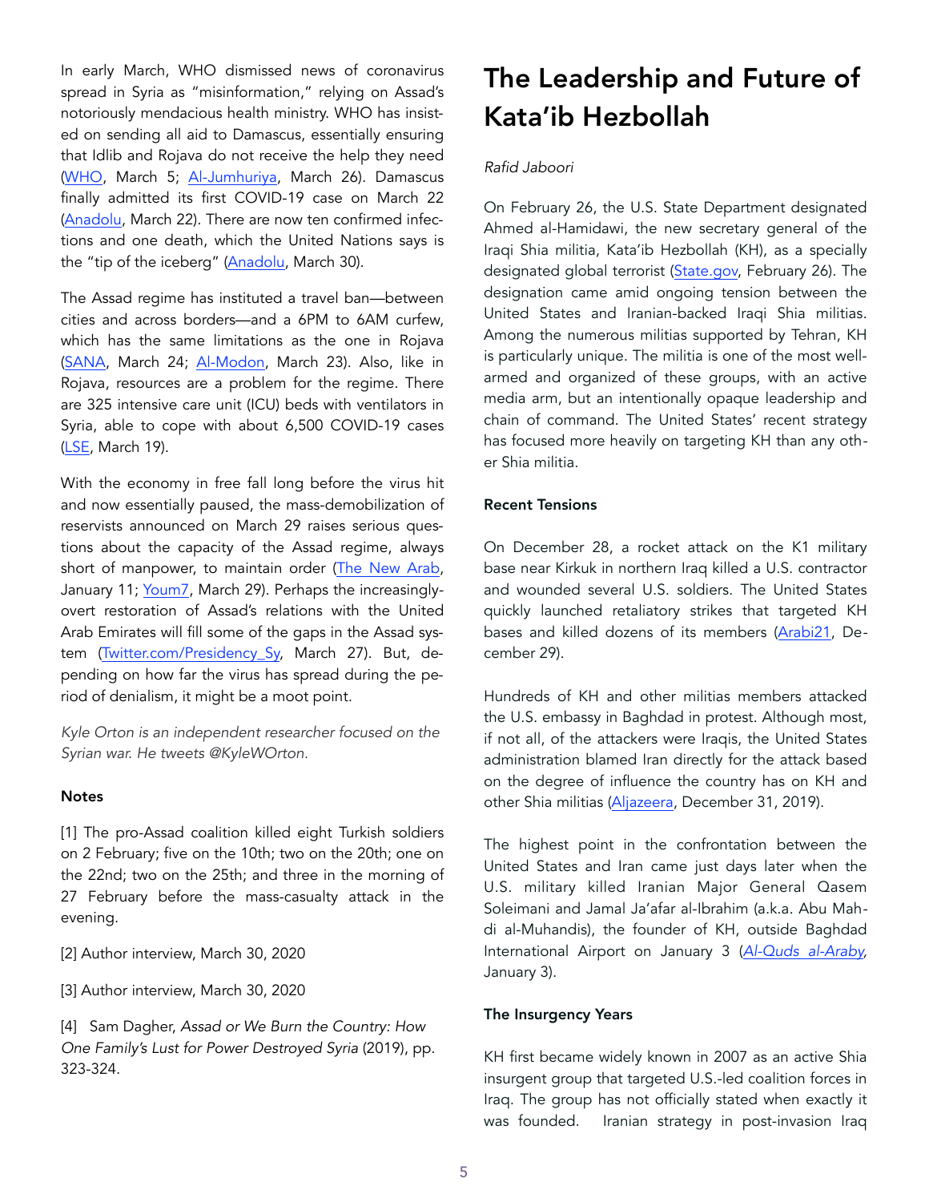In early March, WHO dismissed news of coronavirus spread in Syria as "misinformation," relying on Assad's notoriously mendacious health ministry. WHO has insisted on sending all aid to Damascus, essentially ensuring that Idlib and Rojava do not receive the help they need (WHO, March 5; Al-Jumhuriya, March 26). Damascus finally admitted its first COVID-19 case on March 22 (Anadolu, March 22). There are now ten confirmed infections and one death, which the United Nations says is the "tip of the iceberg" (Anadolu, March 30).

The Assad regime has instituted a travel ban—between cities and across borders—and a 6PM to 6AM curfew, which has the same limitations as the one in Rojava (SANA, March 24; Al-Modon, March 23). Also, like in Rojava, resources are a problem for the regime. There are 325 intensive care unit (ICU) beds with ventilators in Syria, able to cope with about 6,500 COVID-19 cases (LSE, March 19).

With the economy in free fall long before the virus hit and now essentially paused, the mass-demobilization of reservists announced on March 29 raises serious questions about the capacity of the Assad regime, always short of manpower, to maintain order (The New Arab, January 11; Youm7, March 29). Perhaps the increasingly-overt restoration of Assad's relations with the United Arab Emirates will fill some of the gaps in the Assad system (Twitter.com/Presidency_Sy, March 27). But, depending on how far the virus has spread during the period of denialism, it might be a moot point.

*Kyle Orton is an independent researcher focused on the Syrian war. He tweets @KyleWOrton.*

**Notes**

[1] The pro-Assad coalition killed eight Turkish soldiers on 2 February; five on the 10th; two on the 20th; one on the 22nd; two on the 25th; and three in the morning of 27 February before the mass-casualty attack in the evening.

[2] Author interview, March 30, 2020

[3] Author interview, March 30, 2020

[4] Sam Dagher, *Assad or We Burn the Country: How One Family's Lust for Power Destroyed Syria* (2019), pp. 323-324.

# The Leadership and Future of Kata'ib Hezbollah

*Rafid Jaboori*

On February 26, the U.S. State Department designated Ahmed al-Hamidawi, the new secretary general of the Iraqi Shia militia, Kata'ib Hezbollah (KH), as a specially designated global terrorist (State.gov, February 26). The designation came amid ongoing tension between the United States and Iranian-backed Iraqi Shia militias. Among the numerous militias supported by Tehran, KH is particularly unique. The militia is one of the most well-armed and organized of these groups, with an active media arm, but an intentionally opaque leadership and chain of command. The United States' recent strategy has focused more heavily on targeting KH than any other Shia militia.

**Recent Tensions**

On December 28, a rocket attack on the K1 military base near Kirkuk in northern Iraq killed a U.S. contractor and wounded several U.S. soldiers. The United States quickly launched retaliatory strikes that targeted KH bases and killed dozens of its members (Arabi21, December 29).

Hundreds of KH and other militias members attacked the U.S. embassy in Baghdad in protest. Although most, if not all, of the attackers were Iraqis, the United States administration blamed Iran directly for the attack based on the degree of influence the country has on KH and other Shia militias (Aljazeera, December 31, 2019).

The highest point in the confrontation between the United States and Iran came just days later when the U.S. military killed Iranian Major General Qasem Soleimani and Jamal Ja'afar al-Ibrahim (a.k.a. Abu Mahdi al-Muhandis), the founder of KH, outside Baghdad International Airport on January 3 (*Al-Quds al-Araby*, January 3).

**The Insurgency Years**

KH first became widely known in 2007 as an active Shia insurgent group that targeted U.S.-led coalition forces in Iraq. The group has not officially stated when exactly it was founded. Iranian strategy in post-invasion Iraq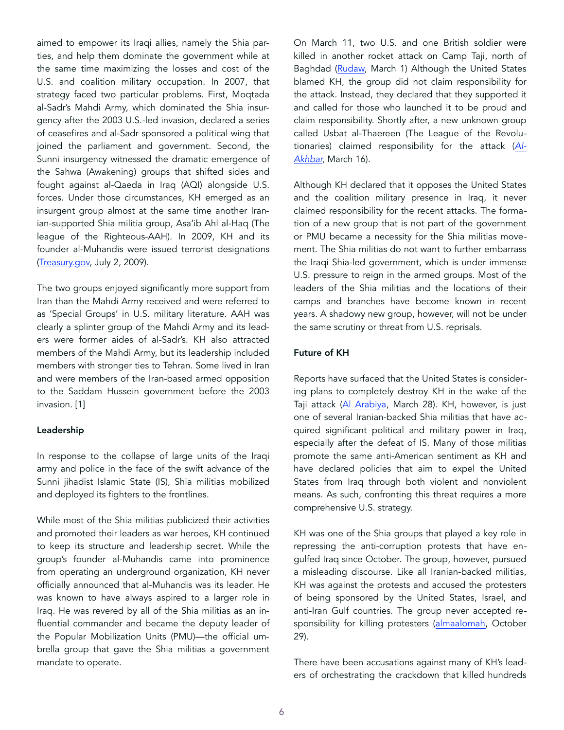aimed to empower its Iraqi allies, namely the Shia parties, and help them dominate the government while at the same time maximizing the losses and cost of the U.S. and coalition military occupation. In 2007, that strategy faced two particular problems. First, Moqtada al-Sadr's Mahdi Army, which dominated the Shia insurgency after the 2003 U.S.-led invasion, declared a series of ceasefires and al-Sadr sponsored a political wing that joined the parliament and government. Second, the Sunni insurgency witnessed the dramatic emergence of the Sahwa (Awakening) groups that shifted sides and fought against al-Qaeda in Iraq (AQI) alongside U.S. forces. Under those circumstances, KH emerged as an insurgent group almost at the same time another Iranian-supported Shia militia group, Asa'ib Ahl al-Haq (The league of the Righteous-AAH). In 2009, KH and its founder al-Muhandis were issued terrorist designations (Treasury.gov, July 2, 2009).

The two groups enjoyed significantly more support from Iran than the Mahdi Army received and were referred to as 'Special Groups' in U.S. military literature. AAH was clearly a splinter group of the Mahdi Army and its leaders were former aides of al-Sadr's. KH also attracted members of the Mahdi Army, but its leadership included members with stronger ties to Tehran. Some lived in Iran and were members of the Iran-based armed opposition to the Saddam Hussein government before the 2003 invasion. [1]

**Leadership**

In response to the collapse of large units of the Iraqi army and police in the face of the swift advance of the Sunni jihadist Islamic State (IS), Shia militias mobilized and deployed its fighters to the frontlines.

While most of the Shia militias publicized their activities and promoted their leaders as war heroes, KH continued to keep its structure and leadership secret. While the group's founder al-Muhandis came into prominence from operating an underground organization, KH never officially announced that al-Muhandis was its leader. He was known to have always aspired to a larger role in Iraq. He was revered by all of the Shia militias as an influential commander and became the deputy leader of the Popular Mobilization Units (PMU)—the official umbrella group that gave the Shia militias a government mandate to operate.

On March 11, two U.S. and one British soldier were killed in another rocket attack on Camp Taji, north of Baghdad (Rudaw, March 1) Although the United States blamed KH, the group did not claim responsibility for the attack. Instead, they declared that they supported it and called for those who launched it to be proud and claim responsibility. Shortly after, a new unknown group called Usbat al-Thaereen (The League of the Revolutionaries) claimed responsibility for the attack (*Al-Akhbar*, March 16).

Although KH declared that it opposes the United States and the coalition military presence in Iraq, it never claimed responsibility for the recent attacks. The formation of a new group that is not part of the government or PMU became a necessity for the Shia militias movement. The Shia militias do not want to further embarrass the Iraqi Shia-led government, which is under immense U.S. pressure to reign in the armed groups. Most of the leaders of the Shia militias and the locations of their camps and branches have become known in recent years. A shadowy new group, however, will not be under the same scrutiny or threat from U.S. reprisals.

**Future of KH**

Reports have surfaced that the United States is considering plans to completely destroy KH in the wake of the Taji attack (Al Arabiya, March 28). KH, however, is just one of several Iranian-backed Shia militias that have acquired significant political and military power in Iraq, especially after the defeat of IS. Many of those militias promote the same anti-American sentiment as KH and have declared policies that aim to expel the United States from Iraq through both violent and nonviolent means. As such, confronting this threat requires a more comprehensive U.S. strategy.

KH was one of the Shia groups that played a key role in repressing the anti-corruption protests that have engulfed Iraq since October. The group, however, pursued a misleading discourse. Like all Iranian-backed militias, KH was against the protests and accused the protesters of being sponsored by the United States, Israel, and anti-Iran Gulf countries. The group never accepted responsibility for killing protesters (almaalomah, October 29).

There have been accusations against many of KH's leaders of orchestrating the crackdown that killed hundreds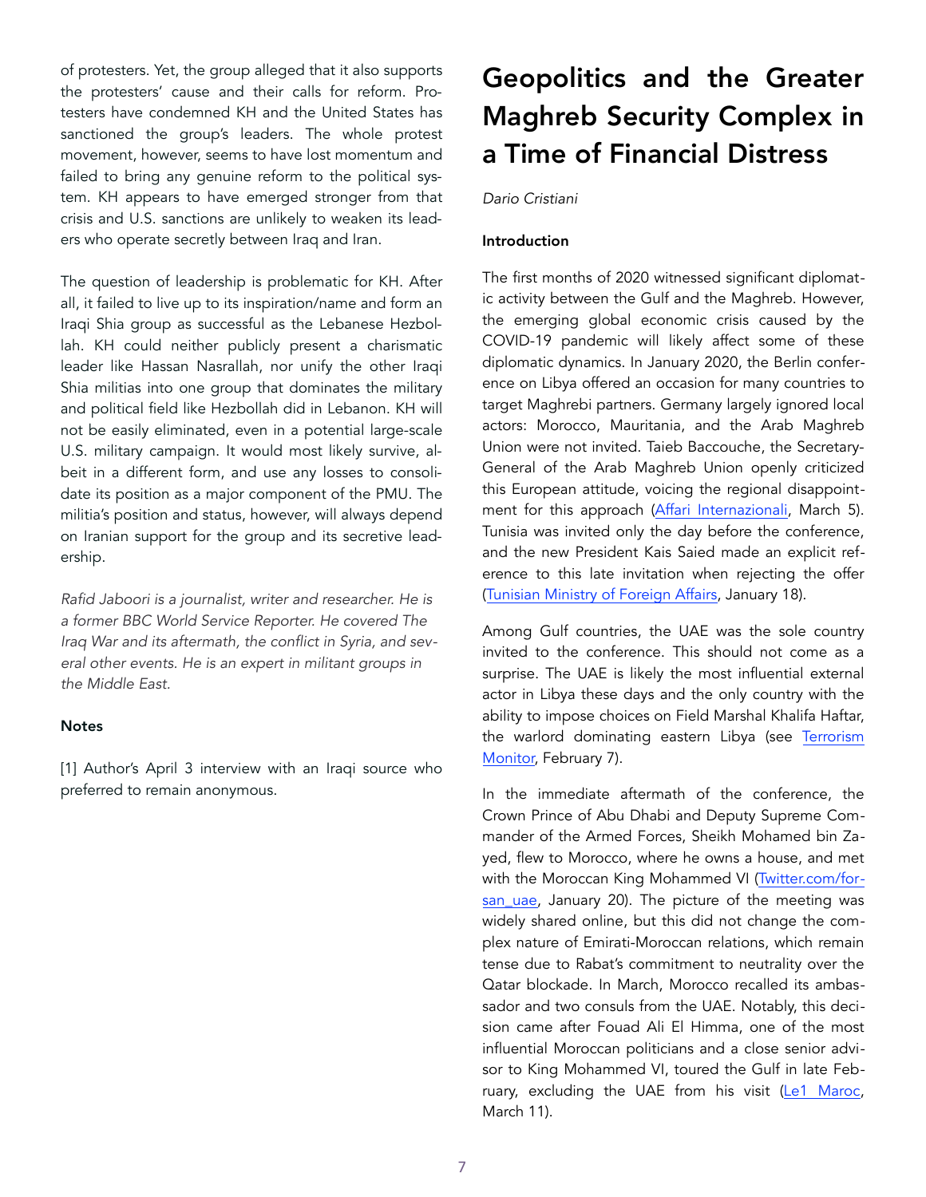of protesters. Yet, the group alleged that it also supports the protesters' cause and their calls for reform. Protesters have condemned KH and the United States has sanctioned the group's leaders. The whole protest movement, however, seems to have lost momentum and failed to bring any genuine reform to the political system. KH appears to have emerged stronger from that crisis and U.S. sanctions are unlikely to weaken its leaders who operate secretly between Iraq and Iran.

The question of leadership is problematic for KH. After all, it failed to live up to its inspiration/name and form an Iraqi Shia group as successful as the Lebanese Hezbollah. KH could neither publicly present a charismatic leader like Hassan Nasrallah, nor unify the other Iraqi Shia militias into one group that dominates the military and political field like Hezbollah did in Lebanon. KH will not be easily eliminated, even in a potential large-scale U.S. military campaign. It would most likely survive, albeit in a different form, and use any losses to consolidate its position as a major component of the PMU. The militia's position and status, however, will always depend on Iranian support for the group and its secretive leadership.

*Rafid Jaboori is a journalist, writer and researcher. He is a former BBC World Service Reporter. He covered The Iraq War and its aftermath, the conflict in Syria, and several other events. He is an expert in militant groups in the Middle East.*

**Notes**

[1] Author's April 3 interview with an Iraqi source who preferred to remain anonymous.

# Geopolitics and the Greater Maghreb Security Complex in a Time of Financial Distress

*Dario Cristiani*

**Introduction**

The first months of 2020 witnessed significant diplomatic activity between the Gulf and the Maghreb. However, the emerging global economic crisis caused by the COVID-19 pandemic will likely affect some of these diplomatic dynamics. In January 2020, the Berlin conference on Libya offered an occasion for many countries to target Maghrebi partners. Germany largely ignored local actors: Morocco, Mauritania, and the Arab Maghreb Union were not invited. Taieb Baccouche, the Secretary-General of the Arab Maghreb Union openly criticized this European attitude, voicing the regional disappointment for this approach (Affari Internazionali, March 5). Tunisia was invited only the day before the conference, and the new President Kais Saied made an explicit reference to this late invitation when rejecting the offer (Tunisian Ministry of Foreign Affairs, January 18).

Among Gulf countries, the UAE was the sole country invited to the conference. This should not come as a surprise. The UAE is likely the most influential external actor in Libya these days and the only country with the ability to impose choices on Field Marshal Khalifa Haftar, the warlord dominating eastern Libya (see Terrorism Monitor, February 7).

In the immediate aftermath of the conference, the Crown Prince of Abu Dhabi and Deputy Supreme Commander of the Armed Forces, Sheikh Mohamed bin Zayed, flew to Morocco, where he owns a house, and met with the Moroccan King Mohammed VI (Twitter.com/forsan_uae, January 20). The picture of the meeting was widely shared online, but this did not change the complex nature of Emirati-Moroccan relations, which remain tense due to Rabat's commitment to neutrality over the Qatar blockade. In March, Morocco recalled its ambassador and two consuls from the UAE. Notably, this decision came after Fouad Ali El Himma, one of the most influential Moroccan politicians and a close senior advisor to King Mohammed VI, toured the Gulf in late February, excluding the UAE from his visit (Le1 Maroc, March 11).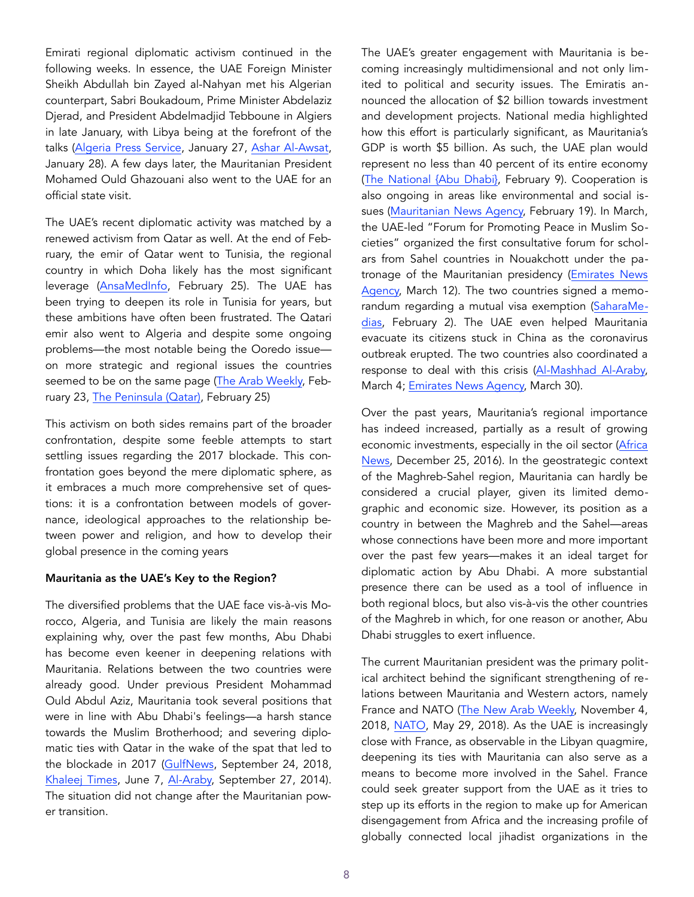Emirati regional diplomatic activism continued in the following weeks. In essence, the UAE Foreign Minister Sheikh Abdullah bin Zayed al-Nahyan met his Algerian counterpart, Sabri Boukadoum, Prime Minister Abdelaziz Djerad, and President Abdelmadjid Tebboune in Algiers in late January, with Libya being at the forefront of the talks (Algeria Press Service, January 27, Ashar Al-Awsat, January 28). A few days later, the Mauritanian President Mohamed Ould Ghazouani also went to the UAE for an official state visit.

The UAE's recent diplomatic activity was matched by a renewed activism from Qatar as well. At the end of February, the emir of Qatar went to Tunisia, the regional country in which Doha likely has the most significant leverage (AnsaMedInfo, February 25). The UAE has been trying to deepen its role in Tunisia for years, but these ambitions have often been frustrated. The Qatari emir also went to Algeria and despite some ongoing problems—the most notable being the Ooredo issue—on more strategic and regional issues the countries seemed to be on the same page (The Arab Weekly, February 23, The Peninsula (Qatar), February 25)

This activism on both sides remains part of the broader confrontation, despite some feeble attempts to start settling issues regarding the 2017 blockade. This confrontation goes beyond the mere diplomatic sphere, as it embraces a much more comprehensive set of questions: it is a confrontation between models of governance, ideological approaches to the relationship between power and religion, and how to develop their global presence in the coming years

**Mauritania as the UAE's Key to the Region?**

The diversified problems that the UAE face vis-à-vis Morocco, Algeria, and Tunisia are likely the main reasons explaining why, over the past few months, Abu Dhabi has become even keener in deepening relations with Mauritania. Relations between the two countries were already good. Under previous President Mohammad Ould Abdul Aziz, Mauritania took several positions that were in line with Abu Dhabi's feelings—a harsh stance towards the Muslim Brotherhood; and severing diplomatic ties with Qatar in the wake of the spat that led to the blockade in 2017 (GulfNews, September 24, 2018, Khaleej Times, June 7, Al-Araby, September 27, 2014). The situation did not change after the Mauritanian power transition.

The UAE's greater engagement with Mauritania is becoming increasingly multidimensional and not only limited to political and security issues. The Emiratis announced the allocation of $2 billion towards investment and development projects. National media highlighted how this effort is particularly significant, as Mauritania's GDP is worth $5 billion. As such, the UAE plan would represent no less than 40 percent of its entire economy (The National {Abu Dhabi}, February 9). Cooperation is also ongoing in areas like environmental and social issues (Mauritanian News Agency, February 19). In March, the UAE-led "Forum for Promoting Peace in Muslim Societies" organized the first consultative forum for scholars from Sahel countries in Nouakchott under the patronage of the Mauritanian presidency (Emirates News Agency, March 12). The two countries signed a memorandum regarding a mutual visa exemption (SaharaMedias, February 2). The UAE even helped Mauritania evacuate its citizens stuck in China as the coronavirus outbreak erupted. The two countries also coordinated a response to deal with this crisis (Al-Mashhad Al-Araby, March 4; Emirates News Agency, March 30).

Over the past years, Mauritania's regional importance has indeed increased, partially as a result of growing economic investments, especially in the oil sector (Africa News, December 25, 2016). In the geostrategic context of the Maghreb-Sahel region, Mauritania can hardly be considered a crucial player, given its limited demographic and economic size. However, its position as a country in between the Maghreb and the Sahel—areas whose connections have been more and more important over the past few years—makes it an ideal target for diplomatic action by Abu Dhabi. A more substantial presence there can be used as a tool of influence in both regional blocs, but also vis-à-vis the other countries of the Maghreb in which, for one reason or another, Abu Dhabi struggles to exert influence.

The current Mauritanian president was the primary political architect behind the significant strengthening of relations between Mauritania and Western actors, namely France and NATO (The New Arab Weekly, November 4, 2018, NATO, May 29, 2018). As the UAE is increasingly close with France, as observable in the Libyan quagmire, deepening its ties with Mauritania can also serve as a means to become more involved in the Sahel. France could seek greater support from the UAE as it tries to step up its efforts in the region to make up for American disengagement from Africa and the increasing profile of globally connected local jihadist organizations in the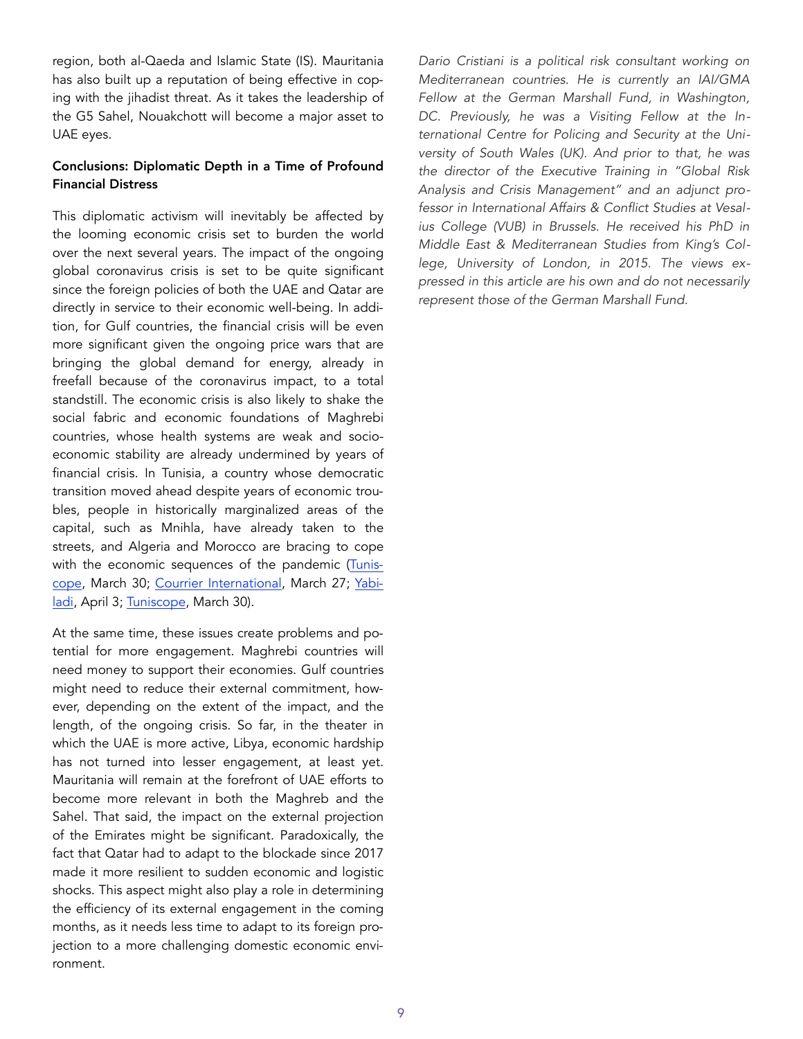region, both al-Qaeda and Islamic State (IS). Mauritania has also built up a reputation of being effective in coping with the jihadist threat. As it takes the leadership of the G5 Sahel, Nouakchott will become a major asset to UAE eyes.

**Conclusions: Diplomatic Depth in a Time of Profound Financial Distress**

This diplomatic activism will inevitably be affected by the looming economic crisis set to burden the world over the next several years. The impact of the ongoing global coronavirus crisis is set to be quite significant since the foreign policies of both the UAE and Qatar are directly in service to their economic well-being. In addition, for Gulf countries, the financial crisis will be even more significant given the ongoing price wars that are bringing the global demand for energy, already in freefall because of the coronavirus impact, to a total standstill. The economic crisis is also likely to shake the social fabric and economic foundations of Maghrebi countries, whose health systems are weak and socio-economic stability are already undermined by years of financial crisis. In Tunisia, a country whose democratic transition moved ahead despite years of economic troubles, people in historically marginalized areas of the capital, such as Mnihla, have already taken to the streets, and Algeria and Morocco are bracing to cope with the economic sequences of the pandemic (Tuniscope, March 30; Courrier International, March 27; Yabiladi, April 3; Tuniscope, March 30).

At the same time, these issues create problems and potential for more engagement. Maghrebi countries will need money to support their economies. Gulf countries might need to reduce their external commitment, however, depending on the extent of the impact, and the length, of the ongoing crisis. So far, in the theater in which the UAE is more active, Libya, economic hardship has not turned into lesser engagement, at least yet. Mauritania will remain at the forefront of UAE efforts to become more relevant in both the Maghreb and the Sahel. That said, the impact on the external projection of the Emirates might be significant. Paradoxically, the fact that Qatar had to adapt to the blockade since 2017 made it more resilient to sudden economic and logistic shocks. This aspect might also play a role in determining the efficiency of its external engagement in the coming months, as it needs less time to adapt to its foreign projection to a more challenging domestic economic environment.

*Dario Cristiani is a political risk consultant working on Mediterranean countries. He is currently an IAI/GMA Fellow at the German Marshall Fund, in Washington, DC. Previously, he was a Visiting Fellow at the International Centre for Policing and Security at the University of South Wales (UK). And prior to that, he was the director of the Executive Training in "Global Risk Analysis and Crisis Management" and an adjunct professor in International Affairs & Conflict Studies at Vesalius College (VUB) in Brussels. He received his PhD in Middle East & Mediterranean Studies from King's College, University of London, in 2015. The views expressed in this article are his own and do not necessarily represent those of the German Marshall Fund.*